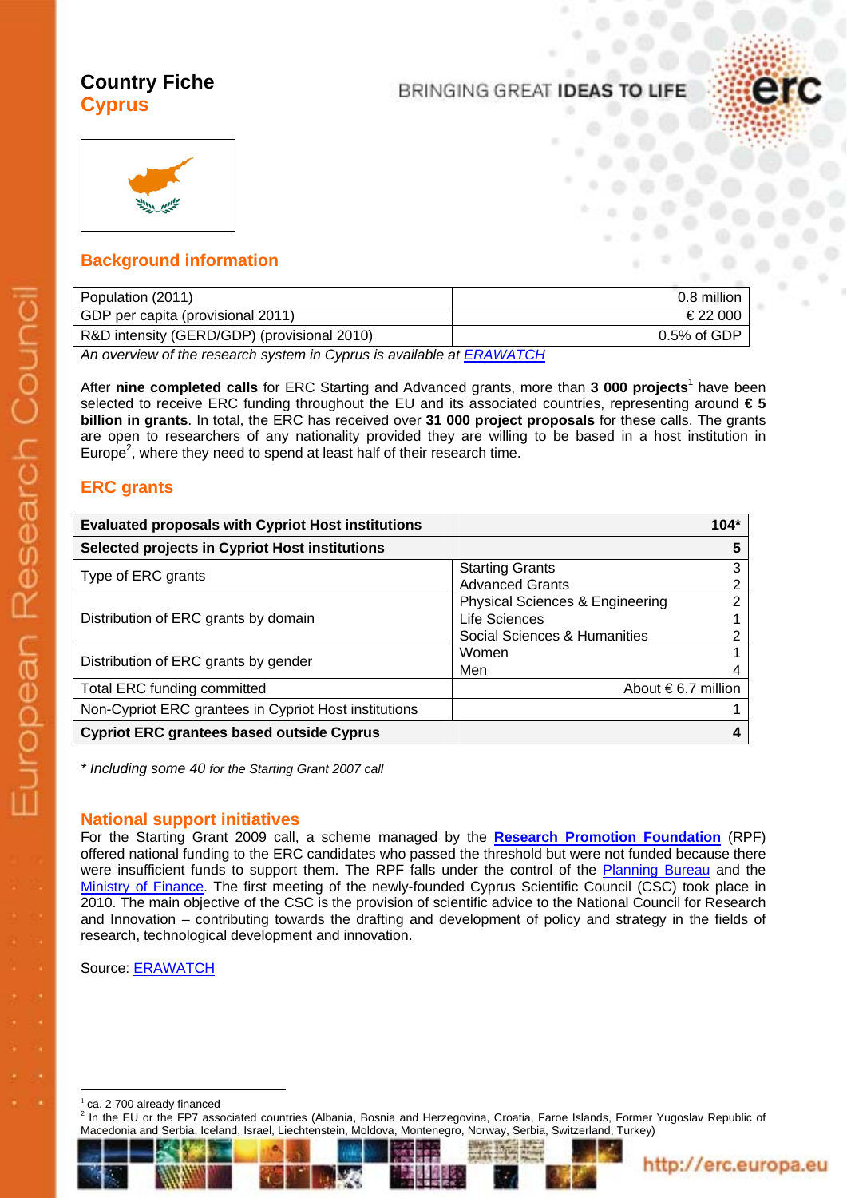# Country Fiche
## Cyprus

BRINGING GREAT **IDEAS TO LIFE**

## Background information

| | |
|---|---|
| Population (2011) | 0.8 million |
| GDP per capita (provisional 2011) | € 22 000 |
| R&D intensity (GERD/GDP) (provisional 2010) | 0.5% of GDP |

*An overview of the research system in Cyprus is available at ERAWATCH*

After **nine completed calls** for ERC Starting and Advanced grants, more than **3 000 projects**[1] have been selected to receive ERC funding throughout the EU and its associated countries, representing around **€ 5 billion in grants**. In total, the ERC has received over **31 000 project proposals** for these calls. The grants are open to researchers of any nationality provided they are willing to be based in a host institution in Europe[2], where they need to spend at least half of their research time.

## ERC grants

| | | |
|---|---|---|
| **Evaluated proposals with Cypriot Host institutions** | | **104*** |
| **Selected projects in Cypriot Host institutions** | | **5** |
| Type of ERC grants | Starting Grants | 3 |
| | Advanced Grants | 2 |
| Distribution of ERC grants by domain | Physical Sciences & Engineering | 2 |
| | Life Sciences | 1 |
| | Social Sciences & Humanities | 2 |
| Distribution of ERC grants by gender | Women | 1 |
| | Men | 4 |
| Total ERC funding committed | | About € 6.7 million |
| Non-Cypriot ERC grantees in Cypriot Host institutions | | 1 |
| **Cypriot ERC grantees based outside Cyprus** | | **4** |

*\* Including some 40 for the Starting Grant 2007 call*

## National support initiatives

For the Starting Grant 2009 call, a scheme managed by the **Research Promotion Foundation** (RPF) offered national funding to the ERC candidates who passed the threshold but were not funded because there were insufficient funds to support them. The RPF falls under the control of the Planning Bureau and the Ministry of Finance. The first meeting of the newly-founded Cyprus Scientific Council (CSC) took place in 2010. The main objective of the CSC is the provision of scientific advice to the National Council for Research and Innovation – contributing towards the drafting and development of policy and strategy in the fields of research, technological development and innovation.

Source: ERAWATCH

---

[1] ca. 2 700 already financed

[2] In the EU or the FP7 associated countries (Albania, Bosnia and Herzegovina, Croatia, Faroe Islands, Former Yugoslav Republic of Macedonia and Serbia, Iceland, Israel, Liechtenstein, Moldova, Montenegro, Norway, Serbia, Switzerland, Turkey)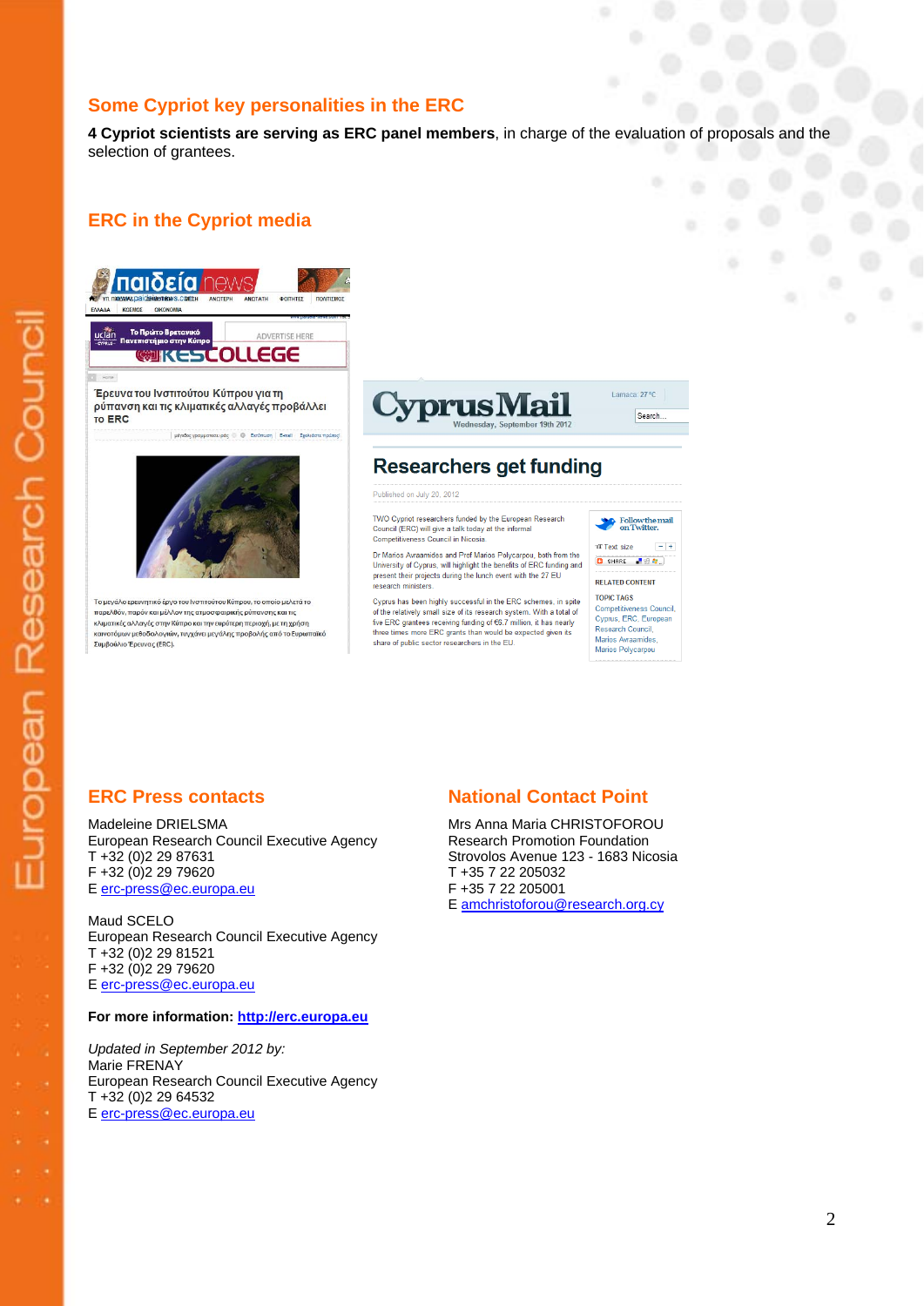## Some Cypriot key personalities in the ERC

**4 Cypriot scientists are serving as ERC panel members**, in charge of the evaluation of proposals and the selection of grantees.

## ERC in the Cypriot media

## ERC Press contacts

Madeleine DRIELSMA
European Research Council Executive Agency
T +32 (0)2 29 87631
F +32 (0)2 29 79620
E erc-press@ec.europa.eu

Maud SCELO
European Research Council Executive Agency
T +32 (0)2 29 81521
F +32 (0)2 29 79620
E erc-press@ec.europa.eu

**For more information: http://erc.europa.eu**

*Updated in September 2012 by:*
Marie FRENAY
European Research Council Executive Agency
T +32 (0)2 29 64532
E erc-press@ec.europa.eu

## National Contact Point

Mrs Anna Maria CHRISTOFOROU
Research Promotion Foundation
Strovolos Avenue 123 - 1683 Nicosia
T +35 7 22 205032
F +35 7 22 205001
E amchristoforou@research.org.cy